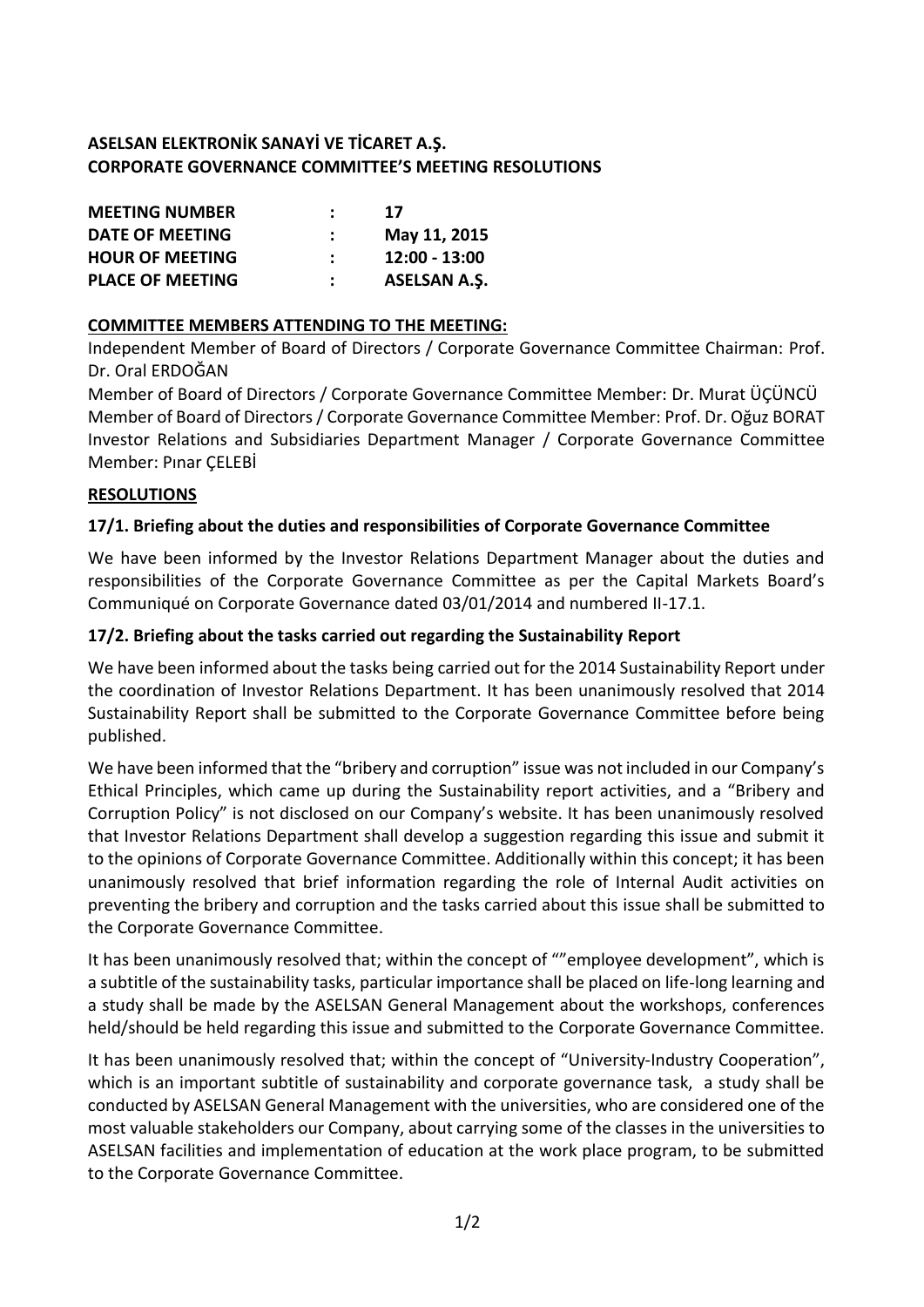**ASELSAN ELEKTRONİK SANAYİ VE TİCARET A.Ş.**
**CORPORATE GOVERNANCE COMMITTEE'S MEETING RESOLUTIONS**

| | | |
|---|---|---|
| **MEETING NUMBER** | **:** | **17** |
| **DATE OF MEETING** | **:** | **May 11, 2015** |
| **HOUR OF MEETING** | **:** | **12:00 - 13:00** |
| **PLACE OF MEETING** | **:** | **ASELSAN A.Ş.** |

**COMMITTEE MEMBERS ATTENDING TO THE MEETING:**

Independent Member of Board of Directors / Corporate Governance Committee Chairman: Prof. Dr. Oral ERDOĞAN
Member of Board of Directors / Corporate Governance Committee Member: Dr. Murat ÜÇÜNCÜ
Member of Board of Directors / Corporate Governance Committee Member: Prof. Dr. Oğuz BORAT
Investor Relations and Subsidiaries Department Manager / Corporate Governance Committee Member: Pınar ÇELEBİ

**RESOLUTIONS**

**17/1. Briefing about the duties and responsibilities of Corporate Governance Committee**

We have been informed by the Investor Relations Department Manager about the duties and responsibilities of the Corporate Governance Committee as per the Capital Markets Board's Communiqué on Corporate Governance dated 03/01/2014 and numbered II-17.1.

**17/2. Briefing about the tasks carried out regarding the Sustainability Report**

We have been informed about the tasks being carried out for the 2014 Sustainability Report under the coordination of Investor Relations Department. It has been unanimously resolved that 2014 Sustainability Report shall be submitted to the Corporate Governance Committee before being published.

We have been informed that the "bribery and corruption" issue was not included in our Company's Ethical Principles, which came up during the Sustainability report activities, and a "Bribery and Corruption Policy" is not disclosed on our Company's website. It has been unanimously resolved that Investor Relations Department shall develop a suggestion regarding this issue and submit it to the opinions of Corporate Governance Committee. Additionally within this concept; it has been unanimously resolved that brief information regarding the role of Internal Audit activities on preventing the bribery and corruption and the tasks carried about this issue shall be submitted to the Corporate Governance Committee.

It has been unanimously resolved that; within the concept of ""employee development", which is a subtitle of the sustainability tasks, particular importance shall be placed on life-long learning and a study shall be made by the ASELSAN General Management about the workshops, conferences held/should be held regarding this issue and submitted to the Corporate Governance Committee.

It has been unanimously resolved that; within the concept of "University-Industry Cooperation", which is an important subtitle of sustainability and corporate governance task, a study shall be conducted by ASELSAN General Management with the universities, who are considered one of the most valuable stakeholders our Company, about carrying some of the classes in the universities to ASELSAN facilities and implementation of education at the work place program, to be submitted to the Corporate Governance Committee.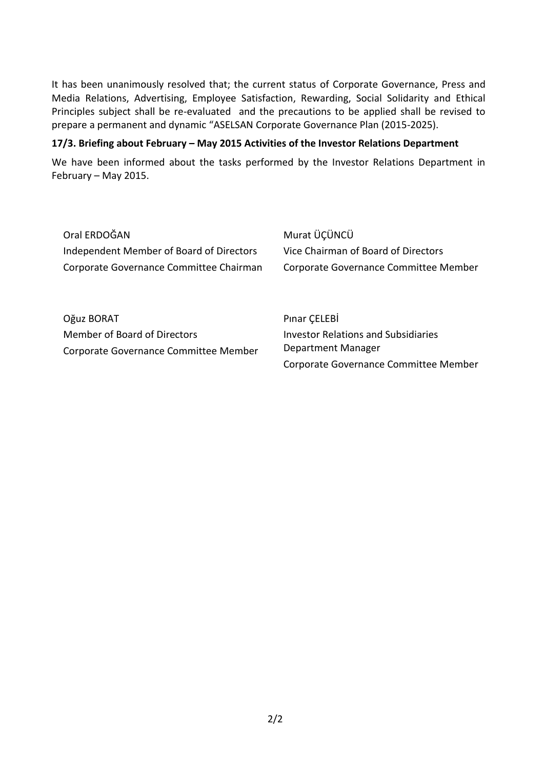It has been unanimously resolved that; the current status of Corporate Governance, Press and Media Relations, Advertising, Employee Satisfaction, Rewarding, Social Solidarity and Ethical Principles subject shall be re-evaluated and the precautions to be applied shall be revised to prepare a permanent and dynamic "ASELSAN Corporate Governance Plan (2015-2025).

**17/3. Briefing about February – May 2015 Activities of the Investor Relations Department**

We have been informed about the tasks performed by the Investor Relations Department in February – May 2015.

Oral ERDOĞAN
Independent Member of Board of Directors
Corporate Governance Committee Chairman

Murat ÜÇÜNCÜ
Vice Chairman of Board of Directors
Corporate Governance Committee Member

Oğuz BORAT
Member of Board of Directors
Corporate Governance Committee Member

Pınar ÇELEBİ
Investor Relations and Subsidiaries Department Manager
Corporate Governance Committee Member